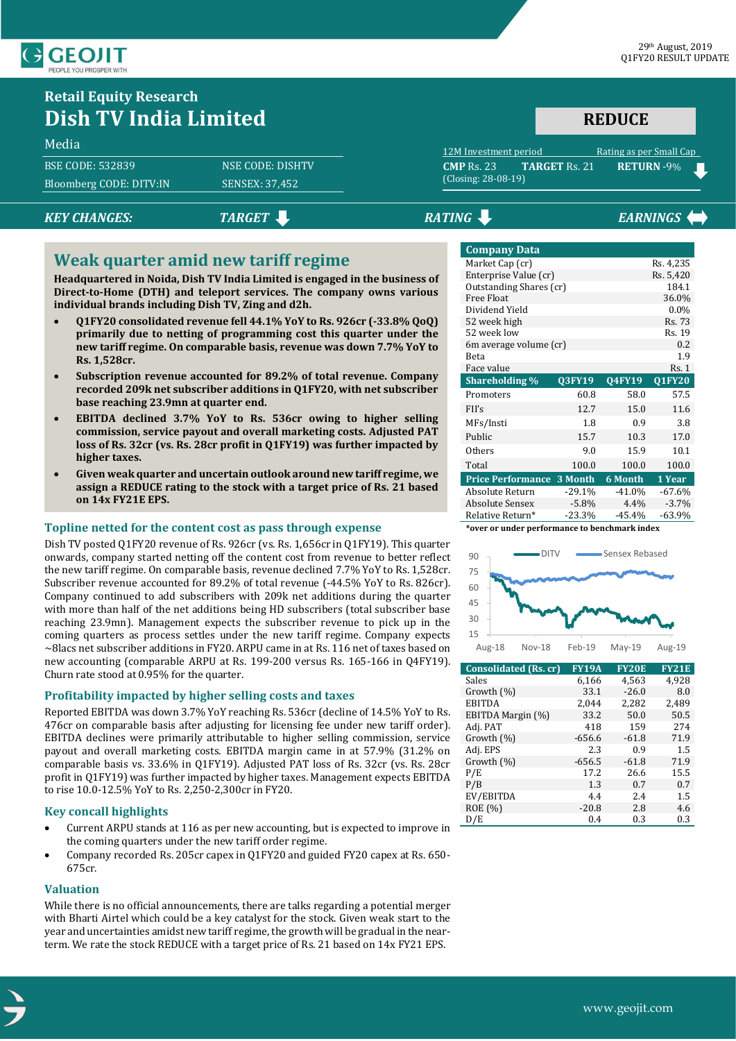29th August, 2019
Q1FY20 RESULT UPDATE

## Retail Equity Research
# Dish TV India Limited

Media

| | |
|---|---|
| BSE CODE: 532839 | NSE CODE: DISHTV |
| Bloomberg CODE: DITV:IN | SENSEX: 37,452 |

**REDUCE**

12M Investment period — Rating as per Small Cap

**CMP** Rs. 23 **TARGET** Rs. 21 **RETURN** -9%
(Closing: 28-08-19)

***KEY CHANGES:*** ***TARGET*** ↓ ***RATING*** ↓ ***EARNINGS*** ↔

## Weak quarter amid new tariff regime

**Headquartered in Noida, Dish TV India Limited is engaged in the business of Direct-to-Home (DTH) and teleport services. The company owns various individual brands including Dish TV, Zing and d2h.**

- **Q1FY20 consolidated revenue fell 44.1% YoY to Rs. 926cr (-33.8% QoQ) primarily due to netting of programming cost this quarter under the new tariff regime. On comparable basis, revenue was down 7.7% YoY to Rs. 1,528cr.**
- **Subscription revenue accounted for 89.2% of total revenue. Company recorded 209k net subscriber additions in Q1FY20, with net subscriber base reaching 23.9mn at quarter end.**
- **EBITDA declined 3.7% YoY to Rs. 536cr owing to higher selling commission, service payout and overall marketing costs. Adjusted PAT loss of Rs. 32cr (vs. Rs. 28cr profit in Q1FY19) was further impacted by higher taxes.**
- **Given weak quarter and uncertain outlook around new tariff regime, we assign a REDUCE rating to the stock with a target price of Rs. 21 based on 14x FY21E EPS.**

### Topline netted for the content cost as pass through expense

Dish TV posted Q1FY20 revenue of Rs. 926cr (vs. Rs. 1,656cr in Q1FY19). This quarter onwards, company started netting off the content cost from revenue to better reflect the new tariff regime. On comparable basis, revenue declined 7.7% YoY to Rs. 1,528cr. Subscriber revenue accounted for 89.2% of total revenue (-44.5% YoY to Rs. 826cr). Company continued to add subscribers with 209k net additions during the quarter with more than half of the net additions being HD subscribers (total subscriber base reaching 23.9mn). Management expects the subscriber revenue to pick up in the coming quarters as process settles under the new tariff regime. Company expects ~8lacs net subscriber additions in FY20. ARPU came in at Rs. 116 net of taxes based on new accounting (comparable ARPU at Rs. 199-200 versus Rs. 165-166 in Q4FY19). Churn rate stood at 0.95% for the quarter.

### Profitability impacted by higher selling costs and taxes

Reported EBITDA was down 3.7% YoY reaching Rs. 536cr (decline of 14.5% YoY to Rs. 476cr on comparable basis after adjusting for licensing fee under new tariff order). EBITDA declines were primarily attributable to higher selling commission, service payout and overall marketing costs. EBITDA margin came in at 57.9% (31.2% on comparable basis vs. 33.6% in Q1FY19). Adjusted PAT loss of Rs. 32cr (vs. Rs. 28cr profit in Q1FY19) was further impacted by higher taxes. Management expects EBITDA to rise 10.0-12.5% YoY to Rs. 2,250-2,300cr in FY20.

### Key concall highlights

- Current ARPU stands at 116 as per new accounting, but is expected to improve in the coming quarters under the new tariff order regime.
- Company recorded Rs. 205cr capex in Q1FY20 and guided FY20 capex at Rs. 650-675cr.

### Valuation

While there is no official announcements, there are talks regarding a potential merger with Bharti Airtel which could be a key catalyst for the stock. Given weak start to the year and uncertainties amidst new tariff regime, the growth will be gradual in the near-term. We rate the stock REDUCE with a target price of Rs. 21 based on 14x FY21 EPS.

| Company Data | |
|---|---|
| Market Cap (cr) | Rs. 4,235 |
| Enterprise Value (cr) | Rs. 5,420 |
| Outstanding Shares (cr) | 184.1 |
| Free Float | 36.0% |
| Dividend Yield | 0.0% |
| 52 week high | Rs. 73 |
| 52 week low | Rs. 19 |
| 6m average volume (cr) | 0.2 |
| Beta | 1.9 |
| Face value | Rs. 1 |

| Shareholding % | Q3FY19 | Q4FY19 | Q1FY20 |
|---|---|---|---|
| Promoters | 60.8 | 58.0 | 57.5 |
| FII's | 12.7 | 15.0 | 11.6 |
| MFs/Insti | 1.8 | 0.9 | 3.8 |
| Public | 15.7 | 10.3 | 17.0 |
| Others | 9.0 | 15.9 | 10.1 |
| Total | 100.0 | 100.0 | 100.0 |

| Price Performance | 3 Month | 6 Month | 1 Year |
|---|---|---|---|
| Absolute Return | -29.1% | -41.0% | -67.6% |
| Absolute Sensex | -5.8% | 4.4% | -3.7% |
| Relative Return* | -23.3% | -45.4% | -63.9% |

***over or under performance to benchmark index**

| Consolidated (Rs. cr) | FY19A | FY20E | FY21E |
|---|---|---|---|
| Sales | 6,166 | 4,563 | 4,928 |
| Growth (%) | 33.1 | -26.0 | 8.0 |
| EBITDA | 2,044 | 2,282 | 2,489 |
| EBITDA Margin (%) | 33.2 | 50.0 | 50.5 |
| Adj. PAT | 418 | 159 | 274 |
| Growth (%) | -656.6 | -61.8 | 71.9 |
| Adj. EPS | 2.3 | 0.9 | 1.5 |
| Growth (%) | -656.5 | -61.8 | 71.9 |
| P/E | 17.2 | 26.6 | 15.5 |
| P/B | 1.3 | 0.7 | 0.7 |
| EV/EBITDA | 4.4 | 2.4 | 1.5 |
| ROE (%) | -20.8 | 2.8 | 4.6 |
| D/E | 0.4 | 0.3 | 0.3 |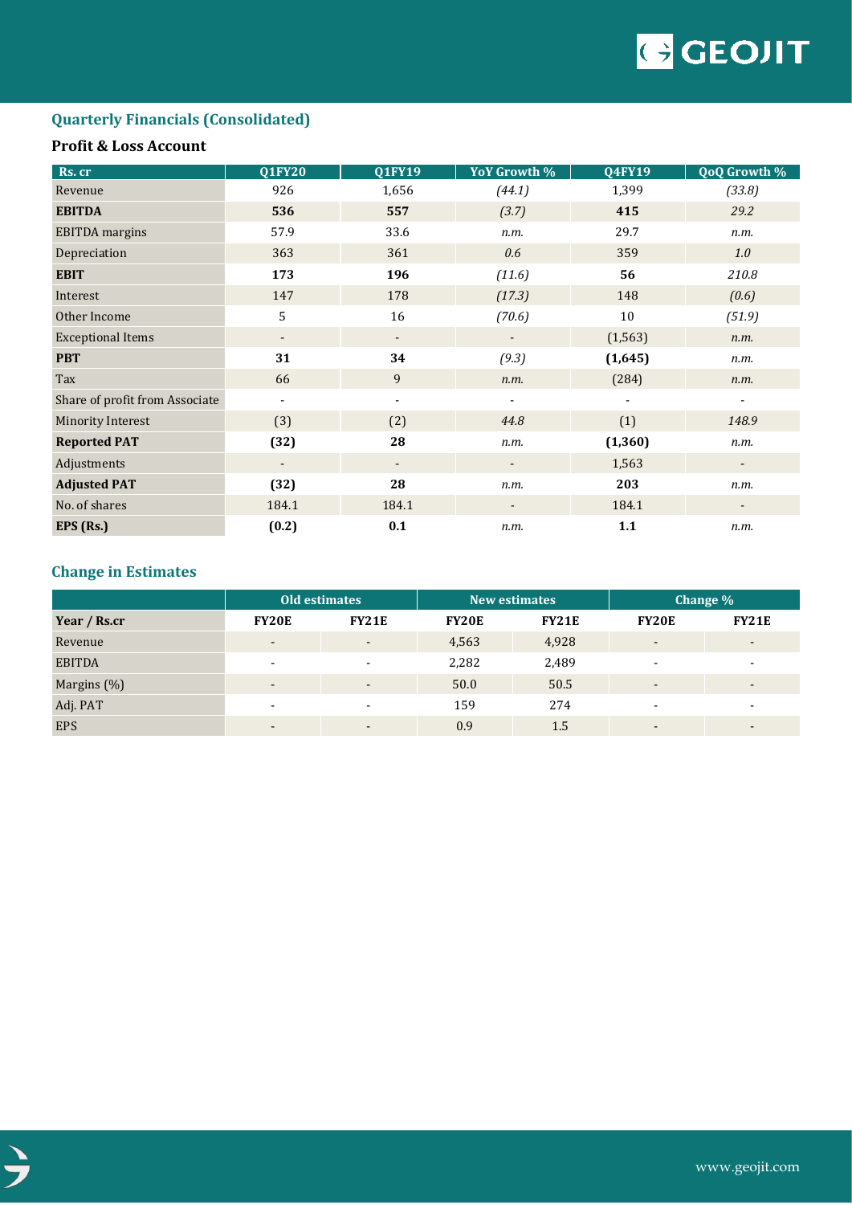## Quarterly Financials (Consolidated)

### Profit & Loss Account

| Rs. cr | Q1FY20 | Q1FY19 | YoY Growth % | Q4FY19 | QoQ Growth % |
|---|---|---|---|---|---|
| Revenue | 926 | 1,656 | *(44.1)* | 1,399 | *(33.8)* |
| **EBITDA** | **536** | **557** | *(3.7)* | **415** | *29.2* |
| EBITDA margins | 57.9 | 33.6 | *n.m.* | 29.7 | *n.m.* |
| Depreciation | 363 | 361 | *0.6* | 359 | *1.0* |
| **EBIT** | **173** | **196** | *(11.6)* | **56** | *210.8* |
| Interest | 147 | 178 | *(17.3)* | 148 | *(0.6)* |
| Other Income | 5 | 16 | *(70.6)* | 10 | *(51.9)* |
| Exceptional Items | - | - | - | (1,563) | *n.m.* |
| **PBT** | **31** | **34** | *(9.3)* | **(1,645)** | *n.m.* |
| Tax | 66 | 9 | *n.m.* | (284) | *n.m.* |
| Share of profit from Associate | - | - | - | - | - |
| Minority Interest | (3) | (2) | *44.8* | (1) | *148.9* |
| **Reported PAT** | **(32)** | **28** | *n.m.* | **(1,360)** | *n.m.* |
| Adjustments | - | - | - | 1,563 | - |
| **Adjusted PAT** | **(32)** | **28** | *n.m.* | **203** | *n.m.* |
| No. of shares | 184.1 | 184.1 | - | 184.1 | - |
| **EPS (Rs.)** | **(0.2)** | **0.1** | *n.m.* | **1.1** | *n.m.* |

## Change in Estimates

| | Old estimates | | New estimates | | Change % | |
|---|---|---|---|---|---|---|
| **Year / Rs.cr** | **FY20E** | **FY21E** | **FY20E** | **FY21E** | **FY20E** | **FY21E** |
| Revenue | - | - | 4,563 | 4,928 | - | - |
| EBITDA | - | - | 2,282 | 2,489 | - | - |
| Margins (%) | - | - | 50.0 | 50.5 | - | - |
| Adj. PAT | - | - | 159 | 274 | - | - |
| EPS | - | - | 0.9 | 1.5 | - | - |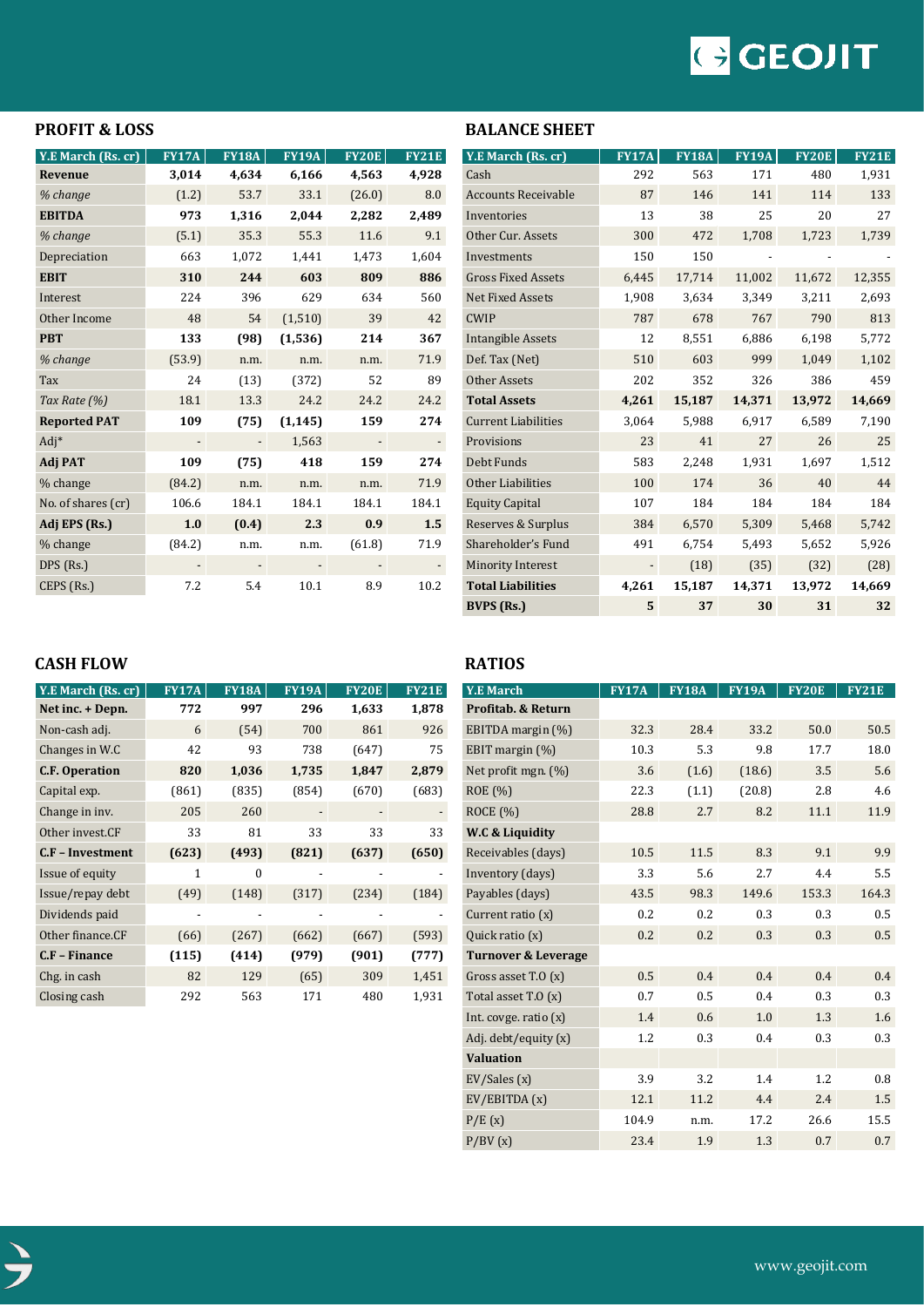## PROFIT & LOSS

| Y.E March (Rs. cr) | FY17A | FY18A | FY19A | FY20E | FY21E |
|---|---|---|---|---|---|
| **Revenue** | **3,014** | **4,634** | **6,166** | **4,563** | **4,928** |
| *% change* | (1.2) | 53.7 | 33.1 | (26.0) | 8.0 |
| **EBITDA** | **973** | **1,316** | **2,044** | **2,282** | **2,489** |
| *% change* | (5.1) | 35.3 | 55.3 | 11.6 | 9.1 |
| Depreciation | 663 | 1,072 | 1,441 | 1,473 | 1,604 |
| **EBIT** | **310** | **244** | **603** | **809** | **886** |
| Interest | 224 | 396 | 629 | 634 | 560 |
| Other Income | 48 | 54 | (1,510) | 39 | 42 |
| **PBT** | **133** | **(98)** | **(1,536)** | **214** | **367** |
| *% change* | (53.9) | n.m. | n.m. | n.m. | 71.9 |
| Tax | 24 | (13) | (372) | 52 | 89 |
| *Tax Rate (%)* | 18.1 | 13.3 | 24.2 | 24.2 | 24.2 |
| **Reported PAT** | **109** | **(75)** | **(1,145)** | **159** | **274** |
| Adj* | - | - | 1,563 | - | - |
| **Adj PAT** | **109** | **(75)** | **418** | **159** | **274** |
| % change | (84.2) | n.m. | n.m. | n.m. | 71.9 |
| No. of shares (cr) | 106.6 | 184.1 | 184.1 | 184.1 | 184.1 |
| **Adj EPS (Rs.)** | **1.0** | **(0.4)** | **2.3** | **0.9** | **1.5** |
| % change | (84.2) | n.m. | n.m. | (61.8) | 71.9 |
| DPS (Rs.) | - | - | - | - | - |
| CEPS (Rs.) | 7.2 | 5.4 | 10.1 | 8.9 | 10.2 |

## BALANCE SHEET

| Y.E March (Rs. cr) | FY17A | FY18A | FY19A | FY20E | FY21E |
|---|---|---|---|---|---|
| Cash | 292 | 563 | 171 | 480 | 1,931 |
| Accounts Receivable | 87 | 146 | 141 | 114 | 133 |
| Inventories | 13 | 38 | 25 | 20 | 27 |
| Other Cur. Assets | 300 | 472 | 1,708 | 1,723 | 1,739 |
| Investments | 150 | 150 | - | - | - |
| Gross Fixed Assets | 6,445 | 17,714 | 11,002 | 11,672 | 12,355 |
| Net Fixed Assets | 1,908 | 3,634 | 3,349 | 3,211 | 2,693 |
| CWIP | 787 | 678 | 767 | 790 | 813 |
| Intangible Assets | 12 | 8,551 | 6,886 | 6,198 | 5,772 |
| Def. Tax (Net) | 510 | 603 | 999 | 1,049 | 1,102 |
| Other Assets | 202 | 352 | 326 | 386 | 459 |
| **Total Assets** | **4,261** | **15,187** | **14,371** | **13,972** | **14,669** |
| Current Liabilities | 3,064 | 5,988 | 6,917 | 6,589 | 7,190 |
| Provisions | 23 | 41 | 27 | 26 | 25 |
| Debt Funds | 583 | 2,248 | 1,931 | 1,697 | 1,512 |
| Other Liabilities | 100 | 174 | 36 | 40 | 44 |
| Equity Capital | 107 | 184 | 184 | 184 | 184 |
| Reserves & Surplus | 384 | 6,570 | 5,309 | 5,468 | 5,742 |
| Shareholder's Fund | 491 | 6,754 | 5,493 | 5,652 | 5,926 |
| Minority Interest | - | (18) | (35) | (32) | (28) |
| **Total Liabilities** | **4,261** | **15,187** | **14,371** | **13,972** | **14,669** |
| **BVPS (Rs.)** | **5** | **37** | **30** | **31** | **32** |

## CASH FLOW

| Y.E March (Rs. cr) | FY17A | FY18A | FY19A | FY20E | FY21E |
|---|---|---|---|---|---|
| **Net inc. + Depn.** | **772** | **997** | **296** | **1,633** | **1,878** |
| Non-cash adj. | 6 | (54) | 700 | 861 | 926 |
| Changes in W.C | 42 | 93 | 738 | (647) | 75 |
| **C.F. Operation** | **820** | **1,036** | **1,735** | **1,847** | **2,879** |
| Capital exp. | (861) | (835) | (854) | (670) | (683) |
| Change in inv. | 205 | 260 | - | - | - |
| Other invest.CF | 33 | 81 | 33 | 33 | 33 |
| **C.F – Investment** | **(623)** | **(493)** | **(821)** | **(637)** | **(650)** |
| Issue of equity | 1 | 0 | - | - | - |
| Issue/repay debt | (49) | (148) | (317) | (234) | (184) |
| Dividends paid | - | - | - | - | - |
| Other finance.CF | (66) | (267) | (662) | (667) | (593) |
| **C.F – Finance** | **(115)** | **(414)** | **(979)** | **(901)** | **(777)** |
| Chg. in cash | 82 | 129 | (65) | 309 | 1,451 |
| Closing cash | 292 | 563 | 171 | 480 | 1,931 |

## RATIOS

| Y.E March | FY17A | FY18A | FY19A | FY20E | FY21E |
|---|---|---|---|---|---|
| **Profitab. & Return** | | | | | |
| EBITDA margin (%) | 32.3 | 28.4 | 33.2 | 50.0 | 50.5 |
| EBIT margin (%) | 10.3 | 5.3 | 9.8 | 17.7 | 18.0 |
| Net profit mgn. (%) | 3.6 | (1.6) | (18.6) | 3.5 | 5.6 |
| ROE (%) | 22.3 | (1.1) | (20.8) | 2.8 | 4.6 |
| ROCE (%) | 28.8 | 2.7 | 8.2 | 11.1 | 11.9 |
| **W.C & Liquidity** | | | | | |
| Receivables (days) | 10.5 | 11.5 | 8.3 | 9.1 | 9.9 |
| Inventory (days) | 3.3 | 5.6 | 2.7 | 4.4 | 5.5 |
| Payables (days) | 43.5 | 98.3 | 149.6 | 153.3 | 164.3 |
| Current ratio (x) | 0.2 | 0.2 | 0.3 | 0.3 | 0.5 |
| Quick ratio (x) | 0.2 | 0.2 | 0.3 | 0.3 | 0.5 |
| **Turnover & Leverage** | | | | | |
| Gross asset T.O (x) | 0.5 | 0.4 | 0.4 | 0.4 | 0.4 |
| Total asset T.O (x) | 0.7 | 0.5 | 0.4 | 0.3 | 0.3 |
| Int. covge. ratio (x) | 1.4 | 0.6 | 1.0 | 1.3 | 1.6 |
| Adj. debt/equity (x) | 1.2 | 0.3 | 0.4 | 0.3 | 0.3 |
| **Valuation** | | | | | |
| EV/Sales (x) | 3.9 | 3.2 | 1.4 | 1.2 | 0.8 |
| EV/EBITDA (x) | 12.1 | 11.2 | 4.4 | 2.4 | 1.5 |
| P/E (x) | 104.9 | n.m. | 17.2 | 26.6 | 15.5 |
| P/BV (x) | 23.4 | 1.9 | 1.3 | 0.7 | 0.7 |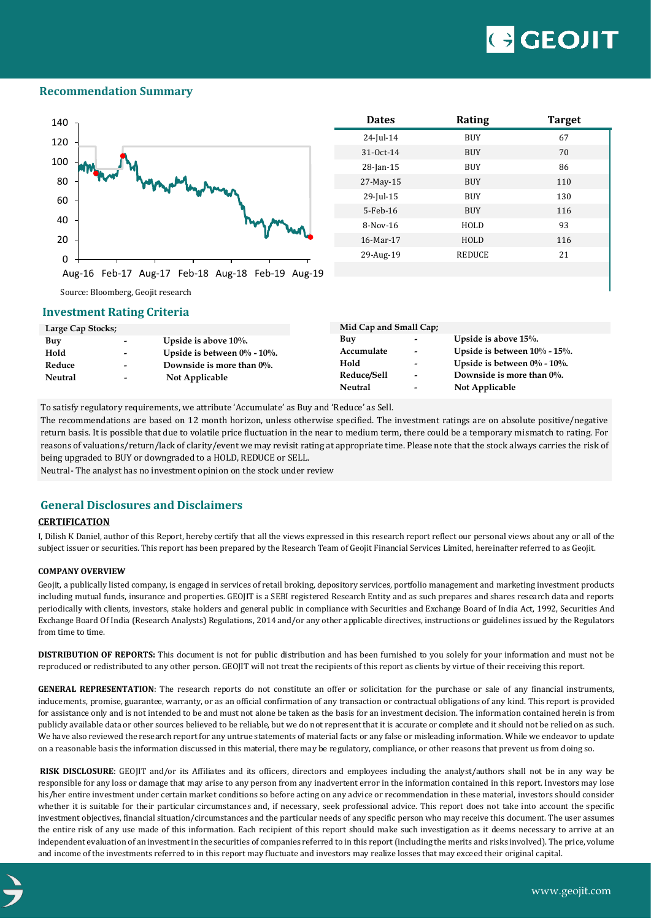## Recommendation Summary

| Dates | Rating | Target |
|---|---|---|
| 24-Jul-14 | BUY | 67 |
| 31-Oct-14 | BUY | 70 |
| 28-Jan-15 | BUY | 86 |
| 27-May-15 | BUY | 110 |
| 29-Jul-15 | BUY | 130 |
| 5-Feb-16 | BUY | 116 |
| 8-Nov-16 | HOLD | 93 |
| 16-Mar-17 | HOLD | 116 |
| 29-Aug-19 | REDUCE | 21 |

Source: Bloomberg, Geojit research

## Investment Rating Criteria

| Large Cap Stocks; | | |
|---|---|---|
| Buy | - | Upside is above 10%. |
| Hold | - | Upside is between 0% - 10%. |
| Reduce | - | Downside is more than 0%. |
| Neutral | - | Not Applicable |

| Mid Cap and Small Cap; | | |
|---|---|---|
| Buy | - | Upside is above 15%. |
| Accumulate | - | Upside is between 10% - 15%. |
| Hold | - | Upside is between 0% - 10%. |
| Reduce/Sell | - | Downside is more than 0%. |
| Neutral | - | Not Applicable |

To satisfy regulatory requirements, we attribute 'Accumulate' as Buy and 'Reduce' as Sell.

The recommendations are based on 12 month horizon, unless otherwise specified. The investment ratings are on absolute positive/negative return basis. It is possible that due to volatile price fluctuation in the near to medium term, there could be a temporary mismatch to rating. For reasons of valuations/return/lack of clarity/event we may revisit rating at appropriate time. Please note that the stock always carries the risk of being upgraded to BUY or downgraded to a HOLD, REDUCE or SELL.

Neutral- The analyst has no investment opinion on the stock under review

## General Disclosures and Disclaimers

**CERTIFICATION**

I, Dilish K Daniel, author of this Report, hereby certify that all the views expressed in this research report reflect our personal views about any or all of the subject issuer or securities. This report has been prepared by the Research Team of Geojit Financial Services Limited, hereinafter referred to as Geojit.

**COMPANY OVERVIEW**

Geojit, a publically listed company, is engaged in services of retail broking, depository services, portfolio management and marketing investment products including mutual funds, insurance and properties. GEOJIT is a SEBI registered Research Entity and as such prepares and shares research data and reports periodically with clients, investors, stake holders and general public in compliance with Securities and Exchange Board of India Act, 1992, Securities And Exchange Board Of India (Research Analysts) Regulations, 2014 and/or any other applicable directives, instructions or guidelines issued by the Regulators from time to time.

**DISTRIBUTION OF REPORTS:** This document is not for public distribution and has been furnished to you solely for your information and must not be reproduced or redistributed to any other person. GEOJIT will not treat the recipients of this report as clients by virtue of their receiving this report.

**GENERAL REPRESENTATION**: The research reports do not constitute an offer or solicitation for the purchase or sale of any financial instruments, inducements, promise, guarantee, warranty, or as an official confirmation of any transaction or contractual obligations of any kind. This report is provided for assistance only and is not intended to be and must not alone be taken as the basis for an investment decision. The information contained herein is from publicly available data or other sources believed to be reliable, but we do not represent that it is accurate or complete and it should not be relied on as such. We have also reviewed the research report for any untrue statements of material facts or any false or misleading information. While we endeavor to update on a reasonable basis the information discussed in this material, there may be regulatory, compliance, or other reasons that prevent us from doing so.

**RISK DISCLOSURE**: GEOJIT and/or its Affiliates and its officers, directors and employees including the analyst/authors shall not be in any way be responsible for any loss or damage that may arise to any person from any inadvertent error in the information contained in this report. Investors may lose his/her entire investment under certain market conditions so before acting on any advice or recommendation in these material, investors should consider whether it is suitable for their particular circumstances and, if necessary, seek professional advice. This report does not take into account the specific investment objectives, financial situation/circumstances and the particular needs of any specific person who may receive this document. The user assumes the entire risk of any use made of this information. Each recipient of this report should make such investigation as it deems necessary to arrive at an independent evaluation of an investment in the securities of companies referred to in this report (including the merits and risks involved). The price, volume and income of the investments referred to in this report may fluctuate and investors may realize losses that may exceed their original capital.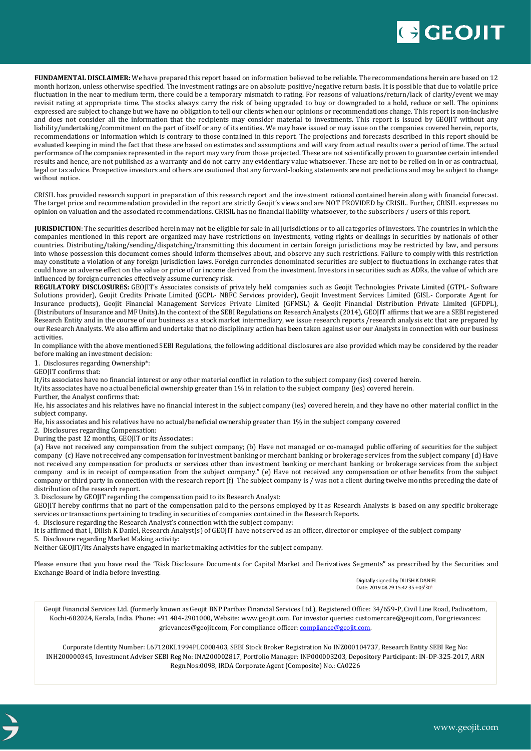**FUNDAMENTAL DISCLAIMER:** We have prepared this report based on information believed to be reliable. The recommendations herein are based on 12 month horizon, unless otherwise specified. The investment ratings are on absolute positive/negative return basis. It is possible that due to volatile price fluctuation in the near to medium term, there could be a temporary mismatch to rating. For reasons of valuations/return/lack of clarity/event we may revisit rating at appropriate time. The stocks always carry the risk of being upgraded to buy or downgraded to a hold, reduce or sell. The opinions expressed are subject to change but we have no obligation to tell our clients when our opinions or recommendations change. This report is non-inclusive and does not consider all the information that the recipients may consider material to investments. This report is issued by GEOJIT without any liability/undertaking/commitment on the part of itself or any of its entities. We may have issued or may issue on the companies covered herein, reports, recommendations or information which is contrary to those contained in this report. The projections and forecasts described in this report should be evaluated keeping in mind the fact that these are based on estimates and assumptions and will vary from actual results over a period of time. The actual performance of the companies represented in the report may vary from those projected. These are not scientifically proven to guarantee certain intended results and hence, are not published as a warranty and do not carry any evidentiary value whatsoever. These are not to be relied on in or as contractual, legal or tax advice. Prospective investors and others are cautioned that any forward-looking statements are not predictions and may be subject to change without notice.

CRISIL has provided research support in preparation of this research report and the investment rational contained herein along with financial forecast. The target price and recommendation provided in the report are strictly Geojit's views and are NOT PROVIDED by CRISIL. Further, CRISIL expresses no opinion on valuation and the associated recommendations. CRISIL has no financial liability whatsoever, to the subscribers / users of this report.

**JURISDICTION**: The securities described herein may not be eligible for sale in all jurisdictions or to all categories of investors. The countries in which the companies mentioned in this report are organized may have restrictions on investments, voting rights or dealings in securities by nationals of other countries. Distributing/taking/sending/dispatching/transmitting this document in certain foreign jurisdictions may be restricted by law, and persons into whose possession this document comes should inform themselves about, and observe any such restrictions. Failure to comply with this restriction may constitute a violation of any foreign jurisdiction laws. Foreign currencies denominated securities are subject to fluctuations in exchange rates that could have an adverse effect on the value or price of or income derived from the investment. Investors in securities such as ADRs, the value of which are influenced by foreign currencies effectively assume currency risk.

**REGULATORY DISCLOSURES:** GEOJIT's Associates consists of privately held companies such as Geojit Technologies Private Limited (GTPL- Software Solutions provider), Geojit Credits Private Limited (GCPL- NBFC Services provider), Geojit Investment Services Limited (GISL- Corporate Agent for Insurance products), Geojit Financial Management Services Private Limited (GFMSL) & Geojit Financial Distribution Private Limited (GFDPL), (Distributors of Insurance and MF Units).In the context of the SEBI Regulations on Research Analysts (2014), GEOJIT affirms that we are a SEBI registered Research Entity and in the course of our business as a stock market intermediary, we issue research reports /research analysis etc that are prepared by our Research Analysts. We also affirm and undertake that no disciplinary action has been taken against us or our Analysts in connection with our business activities.

In compliance with the above mentioned SEBI Regulations, the following additional disclosures are also provided which may be considered by the reader before making an investment decision:

1. Disclosures regarding Ownership*:

GEOJIT confirms that:

It/its associates have no financial interest or any other material conflict in relation to the subject company (ies) covered herein.

It/its associates have no actual beneficial ownership greater than 1% in relation to the subject company (ies) covered herein.

Further, the Analyst confirms that:

He, his associates and his relatives have no financial interest in the subject company (ies) covered herein, and they have no other material conflict in the subject company.

He, his associates and his relatives have no actual/beneficial ownership greater than 1% in the subject company covered

2. Disclosures regarding Compensation:

During the past 12 months, GEOJIT or its Associates:

(a) Have not received any compensation from the subject company; (b) Have not managed or co-managed public offering of securities for the subject company (c) Have not received any compensation for investment banking or merchant banking or brokerage services from the subject company (d) Have not received any compensation for products or services other than investment banking or merchant banking or brokerage services from the subject company and is in receipt of compensation from the subject company." (e) Have not received any compensation or other benefits from the subject company or third party in connection with the research report (f) The subject company is / was not a client during twelve months preceding the date of distribution of the research report.

3. Disclosure by GEOJIT regarding the compensation paid to its Research Analyst:

GEOJIT hereby confirms that no part of the compensation paid to the persons employed by it as Research Analysts is based on any specific brokerage services or transactions pertaining to trading in securities of companies contained in the Research Reports.

4. Disclosure regarding the Research Analyst's connection with the subject company:

It is affirmed that I, Dilish K Daniel, Research Analyst(s) of GEOJIT have not served as an officer, director or employee of the subject company

5. Disclosure regarding Market Making activity:

Neither GEOJIT/its Analysts have engaged in market making activities for the subject company.

Please ensure that you have read the "Risk Disclosure Documents for Capital Market and Derivatives Segments" as prescribed by the Securities and Exchange Board of India before investing.

Digitally signed by DILISH K DANIEL
Date: 2019.08.29 15:42:35 +05'30'

Geojit Financial Services Ltd. (formerly known as Geojit BNP Paribas Financial Services Ltd.), Registered Office: 34/659-P, Civil Line Road, Padivattom, Kochi-682024, Kerala, India. Phone: +91 484-2901000, Website: www.geojit.com. For investor queries: customercare@geojit.com, For grievances: grievances@geojit.com, For compliance officer: compliance@geojit.com.

Corporate Identity Number: L67120KL1994PLC008403, SEBI Stock Broker Registration No INZ000104737, Research Entity SEBI Reg No: INH200000345, Investment Adviser SEBI Reg No: INA200002817, Portfolio Manager: INP000003203, Depository Participant: IN-DP-325-2017, ARN Regn.Nos:0098, IRDA Corporate Agent (Composite) No.: CA0226